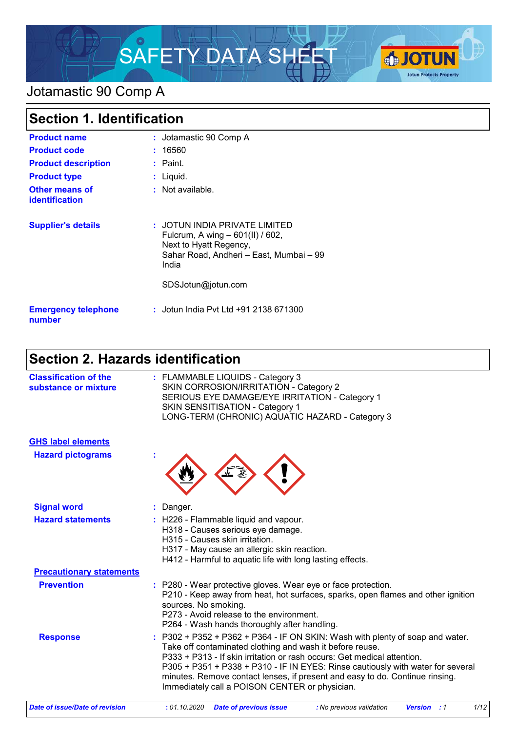# SAFETY DATA SHEET

## Jotamastic 90 Comp A

## Section 1. Identification

| | |
|---|---|
| **Product name** | : Jotamastic 90 Comp A |
| **Product code** | : 16560 |
| **Product description** | : Paint. |
| **Product type** | : Liquid. |
| **Other means of identification** | : Not available. |
| **Supplier's details** | : JOTUN INDIA PRIVATE LIMITED<br>Fulcrum, A wing – 601(II) / 602,<br>Next to Hyatt Regency,<br>Sahar Road, Andheri – East, Mumbai – 99<br>India<br><br>SDSJotun@jotun.com |
| **Emergency telephone number** | : Jotun India Pvt Ltd +91 2138 671300 |

## Section 2. Hazards identification

**Classification of the substance or mixture** : FLAMMABLE LIQUIDS - Category 3
SKIN CORROSION/IRRITATION - Category 2
SERIOUS EYE DAMAGE/EYE IRRITATION - Category 1
SKIN SENSITISATION - Category 1
LONG-TERM (CHRONIC) AQUATIC HAZARD - Category 3

**GHS label elements**

**Hazard pictograms** :

**Signal word** : Danger.

**Hazard statements** : H226 - Flammable liquid and vapour.
H318 - Causes serious eye damage.
H315 - Causes skin irritation.
H317 - May cause an allergic skin reaction.
H412 - Harmful to aquatic life with long lasting effects.

**Precautionary statements**

**Prevention** : P280 - Wear protective gloves. Wear eye or face protection.
P210 - Keep away from heat, hot surfaces, sparks, open flames and other ignition sources. No smoking.
P273 - Avoid release to the environment.
P264 - Wash hands thoroughly after handling.

**Response** : P302 + P352 + P362 + P364 - IF ON SKIN: Wash with plenty of soap and water. Take off contaminated clothing and wash it before reuse.
P333 + P313 - If skin irritation or rash occurs: Get medical attention.
P305 + P351 + P338 + P310 - IF IN EYES: Rinse cautiously with water for several minutes. Remove contact lenses, if present and easy to do. Continue rinsing. Immediately call a POISON CENTER or physician.

*Date of issue/Date of revision : 01.10.2020 Date of previous issue : No previous validation Version : 1*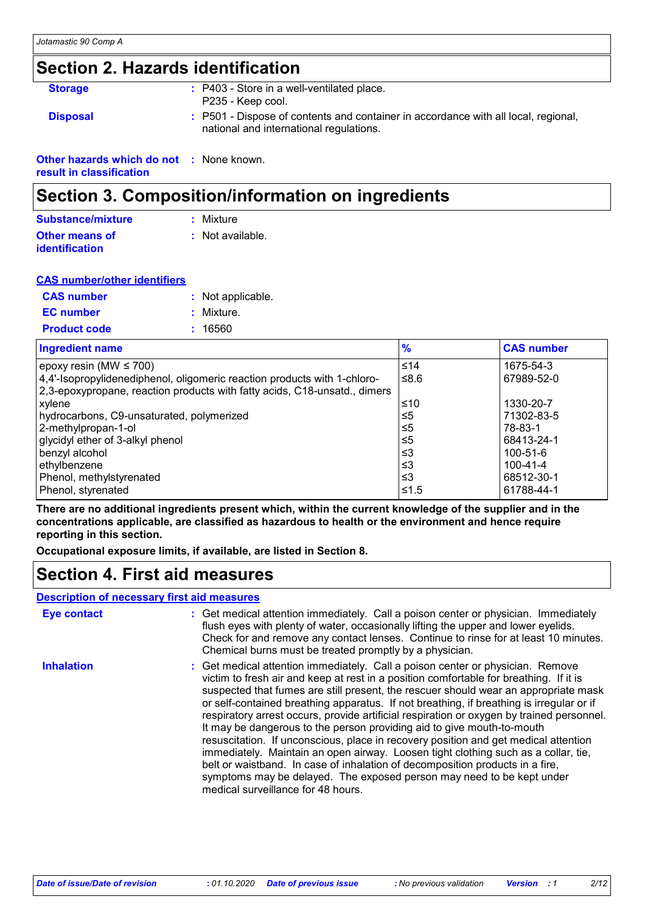## Section 2. Hazards identification

**Storage** : P403 - Store in a well-ventilated place.
P235 - Keep cool.

**Disposal** : P501 - Dispose of contents and container in accordance with all local, regional, national and international regulations.

**Other hazards which do not result in classification** : None known.

## Section 3. Composition/information on ingredients

**Substance/mixture** : Mixture

**Other means of identification** : Not available.

**CAS number/other identifiers**

**CAS number** : Not applicable.

**EC number** : Mixture.

**Product code** : 16560

| Ingredient name | % | CAS number |
|---|---|---|
| epoxy resin (MW ≤ 700) | ≤14 | 1675-54-3 |
| 4,4'-Isopropylidenediphenol, oligomeric reaction products with 1-chloro-2,3-epoxypropane, reaction products with fatty acids, C18-unsatd., dimers | ≤8.6 | 67989-52-0 |
| xylene | ≤10 | 1330-20-7 |
| hydrocarbons, C9-unsaturated, polymerized | ≤5 | 71302-83-5 |
| 2-methylpropan-1-ol | ≤5 | 78-83-1 |
| glycidyl ether of 3-alkyl phenol | ≤5 | 68413-24-1 |
| benzyl alcohol | ≤3 | 100-51-6 |
| ethylbenzene | ≤3 | 100-41-4 |
| Phenol, methylstyrenated | ≤3 | 68512-30-1 |
| Phenol, styrenated | ≤1.5 | 61788-44-1 |

**There are no additional ingredients present which, within the current knowledge of the supplier and in the concentrations applicable, are classified as hazardous to health or the environment and hence require reporting in this section.**

**Occupational exposure limits, if available, are listed in Section 8.**

## Section 4. First aid measures

**Description of necessary first aid measures**

**Eye contact** : Get medical attention immediately. Call a poison center or physician. Immediately flush eyes with plenty of water, occasionally lifting the upper and lower eyelids. Check for and remove any contact lenses. Continue to rinse for at least 10 minutes. Chemical burns must be treated promptly by a physician.

**Inhalation** : Get medical attention immediately. Call a poison center or physician. Remove victim to fresh air and keep at rest in a position comfortable for breathing. If it is suspected that fumes are still present, the rescuer should wear an appropriate mask or self-contained breathing apparatus. If not breathing, if breathing is irregular or if respiratory arrest occurs, provide artificial respiration or oxygen by trained personnel. It may be dangerous to the person providing aid to give mouth-to-mouth resuscitation. If unconscious, place in recovery position and get medical attention immediately. Maintain an open airway. Loosen tight clothing such as a collar, tie, belt or waistband. In case of inhalation of decomposition products in a fire, symptoms may be delayed. The exposed person may need to be kept under medical surveillance for 48 hours.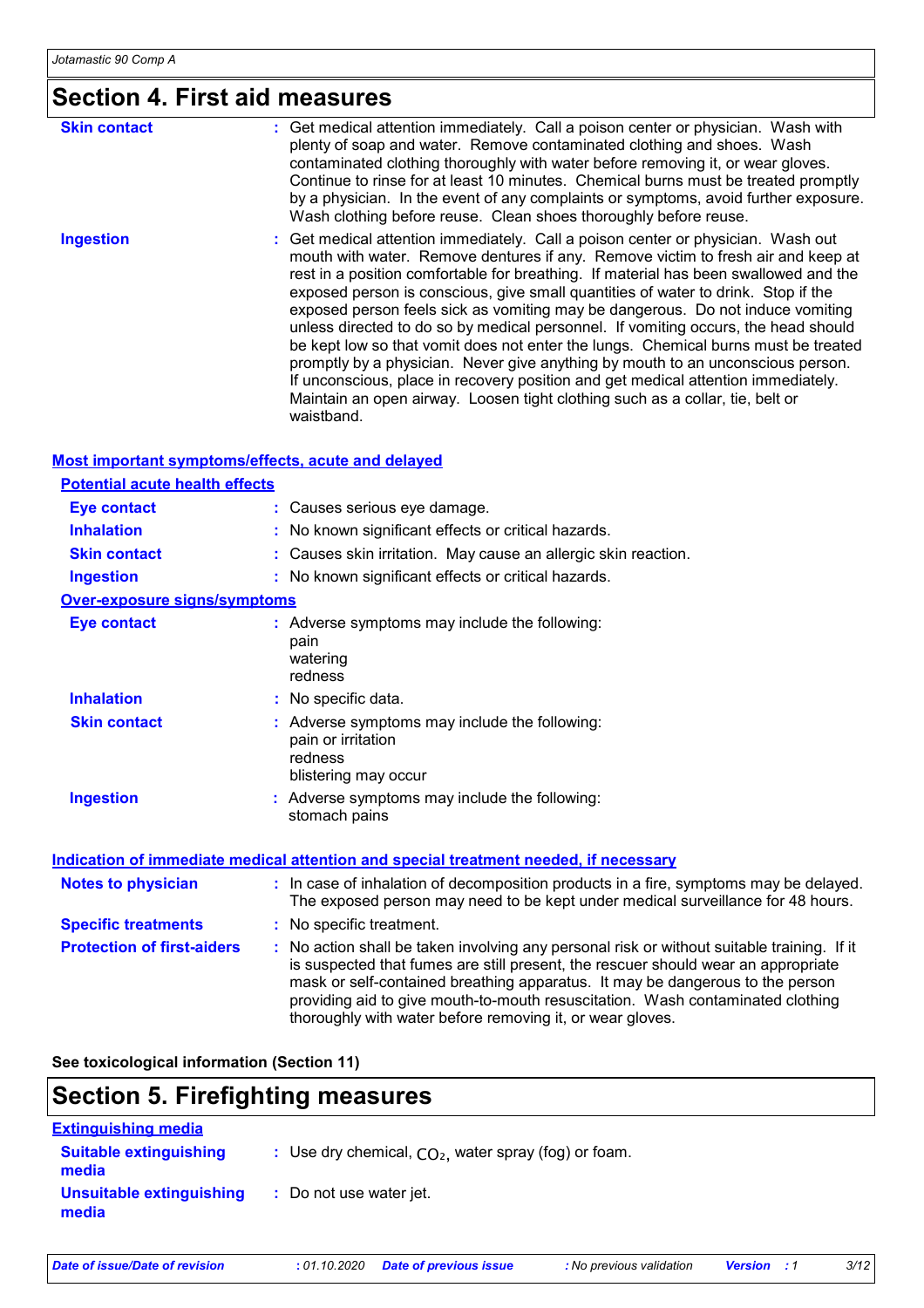## Section 4. First aid measures

**Skin contact** : Get medical attention immediately. Call a poison center or physician. Wash with plenty of soap and water. Remove contaminated clothing and shoes. Wash contaminated clothing thoroughly with water before removing it, or wear gloves. Continue to rinse for at least 10 minutes. Chemical burns must be treated promptly by a physician. In the event of any complaints or symptoms, avoid further exposure. Wash clothing before reuse. Clean shoes thoroughly before reuse.

**Ingestion** : Get medical attention immediately. Call a poison center or physician. Wash out mouth with water. Remove dentures if any. Remove victim to fresh air and keep at rest in a position comfortable for breathing. If material has been swallowed and the exposed person is conscious, give small quantities of water to drink. Stop if the exposed person feels sick as vomiting may be dangerous. Do not induce vomiting unless directed to do so by medical personnel. If vomiting occurs, the head should be kept low so that vomit does not enter the lungs. Chemical burns must be treated promptly by a physician. Never give anything by mouth to an unconscious person. If unconscious, place in recovery position and get medical attention immediately. Maintain an open airway. Loosen tight clothing such as a collar, tie, belt or waistband.

### Most important symptoms/effects, acute and delayed

#### Potential acute health effects

**Eye contact** : Causes serious eye damage.

**Inhalation** : No known significant effects or critical hazards.

**Skin contact** : Causes skin irritation. May cause an allergic skin reaction.

**Ingestion** : No known significant effects or critical hazards.

#### Over-exposure signs/symptoms

**Eye contact** : Adverse symptoms may include the following:
pain
watering
redness

**Inhalation** : No specific data.

**Skin contact** : Adverse symptoms may include the following:
pain or irritation
redness
blistering may occur

**Ingestion** : Adverse symptoms may include the following:
stomach pains

### Indication of immediate medical attention and special treatment needed, if necessary

**Notes to physician** : In case of inhalation of decomposition products in a fire, symptoms may be delayed. The exposed person may need to be kept under medical surveillance for 48 hours.

**Specific treatments** : No specific treatment.

**Protection of first-aiders** : No action shall be taken involving any personal risk or without suitable training. If it is suspected that fumes are still present, the rescuer should wear an appropriate mask or self-contained breathing apparatus. It may be dangerous to the person providing aid to give mouth-to-mouth resuscitation. Wash contaminated clothing thoroughly with water before removing it, or wear gloves.

**See toxicological information (Section 11)**

## Section 5. Firefighting measures

### Extinguishing media

**Suitable extinguishing media** : Use dry chemical, $CO_2$, water spray (fog) or foam.

**Unsuitable extinguishing media** : Do not use water jet.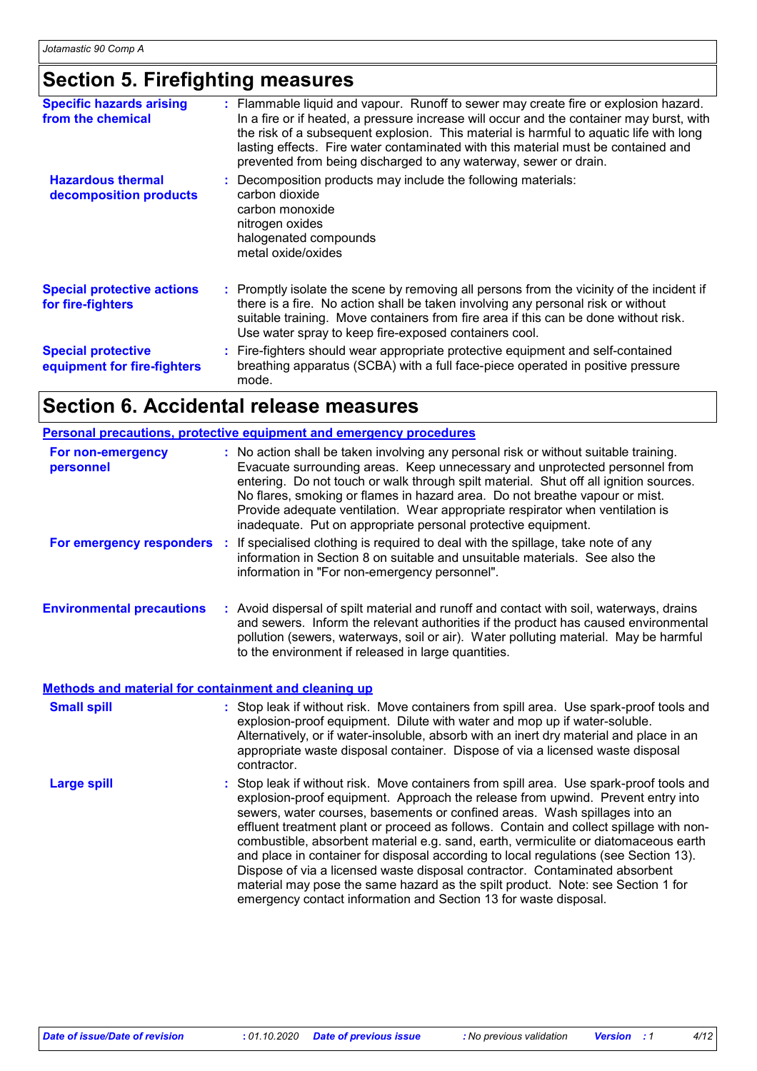## Section 5. Firefighting measures

**Specific hazards arising from the chemical** : Flammable liquid and vapour. Runoff to sewer may create fire or explosion hazard. In a fire or if heated, a pressure increase will occur and the container may burst, with the risk of a subsequent explosion. This material is harmful to aquatic life with long lasting effects. Fire water contaminated with this material must be contained and prevented from being discharged to any waterway, sewer or drain.

**Hazardous thermal decomposition products** : Decomposition products may include the following materials:
carbon dioxide
carbon monoxide
nitrogen oxides
halogenated compounds
metal oxide/oxides

**Special protective actions for fire-fighters** : Promptly isolate the scene by removing all persons from the vicinity of the incident if there is a fire. No action shall be taken involving any personal risk or without suitable training. Move containers from fire area if this can be done without risk. Use water spray to keep fire-exposed containers cool.

**Special protective equipment for fire-fighters** : Fire-fighters should wear appropriate protective equipment and self-contained breathing apparatus (SCBA) with a full face-piece operated in positive pressure mode.

## Section 6. Accidental release measures

### Personal precautions, protective equipment and emergency procedures

**For non-emergency personnel** : No action shall be taken involving any personal risk or without suitable training. Evacuate surrounding areas. Keep unnecessary and unprotected personnel from entering. Do not touch or walk through spilt material. Shut off all ignition sources. No flares, smoking or flames in hazard area. Do not breathe vapour or mist. Provide adequate ventilation. Wear appropriate respirator when ventilation is inadequate. Put on appropriate personal protective equipment.

**For emergency responders** : If specialised clothing is required to deal with the spillage, take note of any information in Section 8 on suitable and unsuitable materials. See also the information in "For non-emergency personnel".

**Environmental precautions** : Avoid dispersal of spilt material and runoff and contact with soil, waterways, drains and sewers. Inform the relevant authorities if the product has caused environmental pollution (sewers, waterways, soil or air). Water polluting material. May be harmful to the environment if released in large quantities.

### Methods and material for containment and cleaning up

**Small spill** : Stop leak if without risk. Move containers from spill area. Use spark-proof tools and explosion-proof equipment. Dilute with water and mop up if water-soluble. Alternatively, or if water-insoluble, absorb with an inert dry material and place in an appropriate waste disposal container. Dispose of via a licensed waste disposal contractor.

**Large spill** : Stop leak if without risk. Move containers from spill area. Use spark-proof tools and explosion-proof equipment. Approach the release from upwind. Prevent entry into sewers, water courses, basements or confined areas. Wash spillages into an effluent treatment plant or proceed as follows. Contain and collect spillage with non-combustible, absorbent material e.g. sand, earth, vermiculite or diatomaceous earth and place in container for disposal according to local regulations (see Section 13). Dispose of via a licensed waste disposal contractor. Contaminated absorbent material may pose the same hazard as the spilt product. Note: see Section 1 for emergency contact information and Section 13 for waste disposal.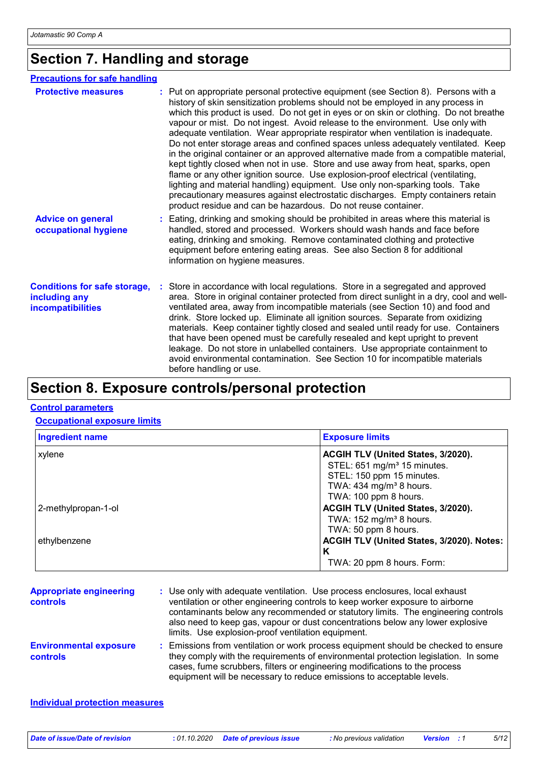# Section 7. Handling and storage

## Precautions for safe handling

**Protective measures** : Put on appropriate personal protective equipment (see Section 8). Persons with a history of skin sensitization problems should not be employed in any process in which this product is used. Do not get in eyes or on skin or clothing. Do not breathe vapour or mist. Do not ingest. Avoid release to the environment. Use only with adequate ventilation. Wear appropriate respirator when ventilation is inadequate. Do not enter storage areas and confined spaces unless adequately ventilated. Keep in the original container or an approved alternative made from a compatible material, kept tightly closed when not in use. Store and use away from heat, sparks, open flame or any other ignition source. Use explosion-proof electrical (ventilating, lighting and material handling) equipment. Use only non-sparking tools. Take precautionary measures against electrostatic discharges. Empty containers retain product residue and can be hazardous. Do not reuse container.

**Advice on general occupational hygiene** : Eating, drinking and smoking should be prohibited in areas where this material is handled, stored and processed. Workers should wash hands and face before eating, drinking and smoking. Remove contaminated clothing and protective equipment before entering eating areas. See also Section 8 for additional information on hygiene measures.

**Conditions for safe storage, including any incompatibilities** : Store in accordance with local regulations. Store in a segregated and approved area. Store in original container protected from direct sunlight in a dry, cool and well-ventilated area, away from incompatible materials (see Section 10) and food and drink. Store locked up. Eliminate all ignition sources. Separate from oxidizing materials. Keep container tightly closed and sealed until ready for use. Containers that have been opened must be carefully resealed and kept upright to prevent leakage. Do not store in unlabelled containers. Use appropriate containment to avoid environmental contamination. See Section 10 for incompatible materials before handling or use.

# Section 8. Exposure controls/personal protection

## Control parameters

### Occupational exposure limits

| Ingredient name | Exposure limits |
| --- | --- |
| xylene | **ACGIH TLV (United States, 3/2020).**<br>STEL: 651 mg/m³ 15 minutes.<br>STEL: 150 ppm 15 minutes.<br>TWA: 434 mg/m³ 8 hours.<br>TWA: 100 ppm 8 hours. |
| 2-methylpropan-1-ol | **ACGIH TLV (United States, 3/2020).**<br>TWA: 152 mg/m³ 8 hours.<br>TWA: 50 ppm 8 hours. |
| ethylbenzene | **ACGIH TLV (United States, 3/2020). Notes: K**<br>TWA: 20 ppm 8 hours. Form: |

**Appropriate engineering controls** : Use only with adequate ventilation. Use process enclosures, local exhaust ventilation or other engineering controls to keep worker exposure to airborne contaminants below any recommended or statutory limits. The engineering controls also need to keep gas, vapour or dust concentrations below any lower explosive limits. Use explosion-proof ventilation equipment.

**Environmental exposure controls** : Emissions from ventilation or work process equipment should be checked to ensure they comply with the requirements of environmental protection legislation. In some cases, fume scrubbers, filters or engineering modifications to the process equipment will be necessary to reduce emissions to acceptable levels.

## Individual protection measures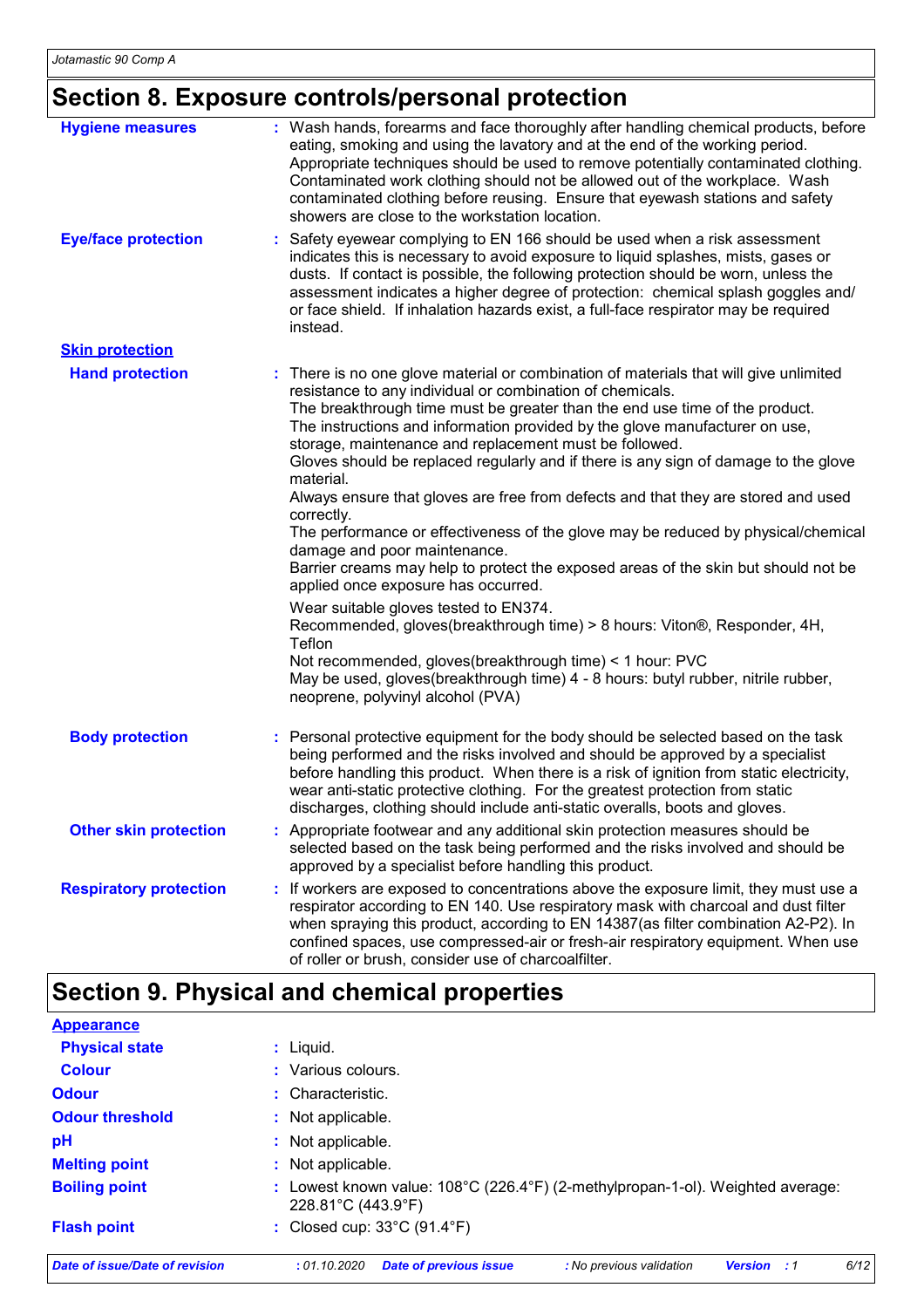## Section 8. Exposure controls/personal protection

**Hygiene measures** : Wash hands, forearms and face thoroughly after handling chemical products, before eating, smoking and using the lavatory and at the end of the working period. Appropriate techniques should be used to remove potentially contaminated clothing. Contaminated work clothing should not be allowed out of the workplace. Wash contaminated clothing before reusing. Ensure that eyewash stations and safety showers are close to the workstation location.

**Eye/face protection** : Safety eyewear complying to EN 166 should be used when a risk assessment indicates this is necessary to avoid exposure to liquid splashes, mists, gases or dusts. If contact is possible, the following protection should be worn, unless the assessment indicates a higher degree of protection: chemical splash goggles and/ or face shield. If inhalation hazards exist, a full-face respirator may be required instead.

**Skin protection**

**Hand protection** : There is no one glove material or combination of materials that will give unlimited resistance to any individual or combination of chemicals.
The breakthrough time must be greater than the end use time of the product.
The instructions and information provided by the glove manufacturer on use, storage, maintenance and replacement must be followed.
Gloves should be replaced regularly and if there is any sign of damage to the glove material.
Always ensure that gloves are free from defects and that they are stored and used correctly.
The performance or effectiveness of the glove may be reduced by physical/chemical damage and poor maintenance.
Barrier creams may help to protect the exposed areas of the skin but should not be applied once exposure has occurred.

Wear suitable gloves tested to EN374.
Recommended, gloves(breakthrough time) > 8 hours: Viton®, Responder, 4H, Teflon
Not recommended, gloves(breakthrough time) < 1 hour: PVC
May be used, gloves(breakthrough time) 4 - 8 hours: butyl rubber, nitrile rubber, neoprene, polyvinyl alcohol (PVA)

**Body protection** : Personal protective equipment for the body should be selected based on the task being performed and the risks involved and should be approved by a specialist before handling this product. When there is a risk of ignition from static electricity, wear anti-static protective clothing. For the greatest protection from static discharges, clothing should include anti-static overalls, boots and gloves.

**Other skin protection** : Appropriate footwear and any additional skin protection measures should be selected based on the task being performed and the risks involved and should be approved by a specialist before handling this product.

**Respiratory protection** : If workers are exposed to concentrations above the exposure limit, they must use a respirator according to EN 140. Use respiratory mask with charcoal and dust filter when spraying this product, according to EN 14387(as filter combination A2-P2). In confined spaces, use compressed-air or fresh-air respiratory equipment. When use of roller or brush, consider use of charcoalfilter.

## Section 9. Physical and chemical properties

**Appearance**

**Physical state** : Liquid.

**Colour** : Various colours.

**Odour** : Characteristic.

**Odour threshold** : Not applicable.

**pH** : Not applicable.

**Melting point** : Not applicable.

**Boiling point** : Lowest known value: 108°C (226.4°F) (2-methylpropan-1-ol). Weighted average: 228.81°C (443.9°F)

**Flash point** : Closed cup: 33°C (91.4°F)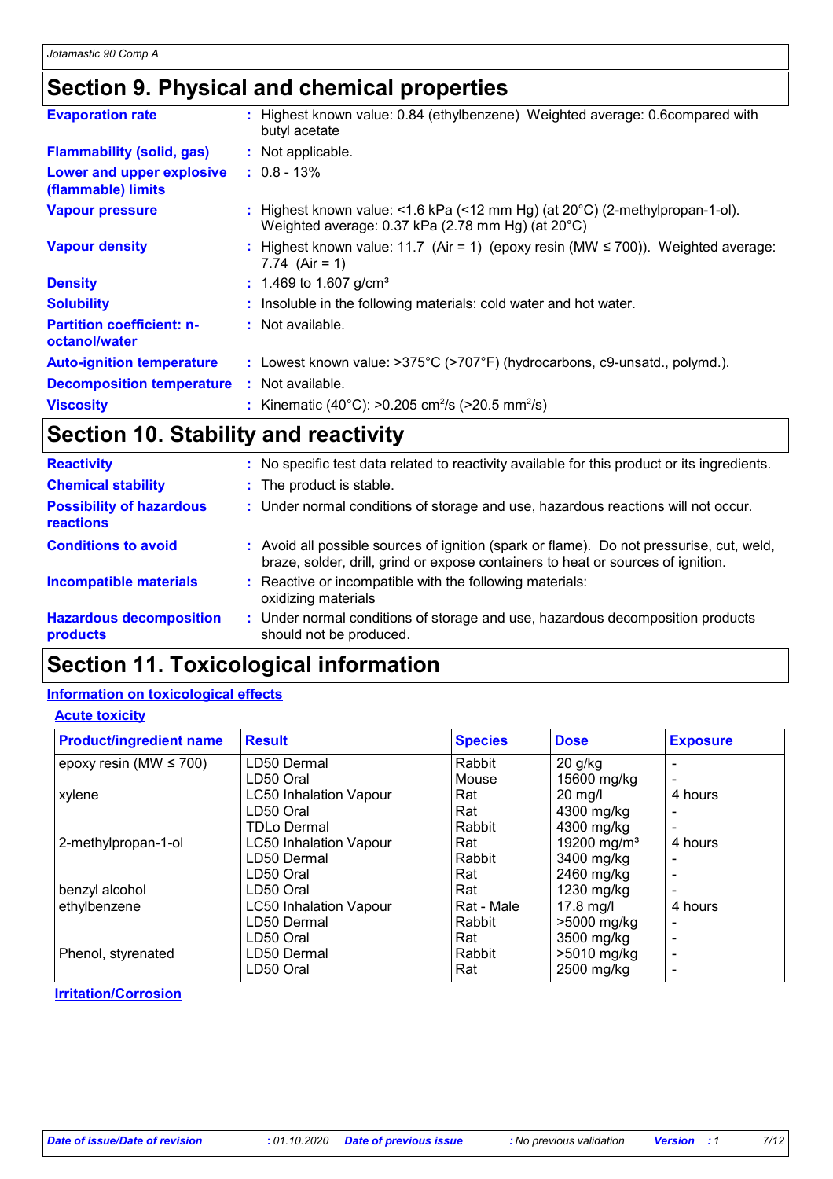## Section 9. Physical and chemical properties

| | | |
|---|---|---|
| **Evaporation rate** | : | Highest known value: 0.84 (ethylbenzene) Weighted average: 0.6compared with butyl acetate |
| **Flammability (solid, gas)** | : | Not applicable. |
| **Lower and upper explosive (flammable) limits** | : | 0.8 - 13% |
| **Vapour pressure** | : | Highest known value: <1.6 kPa (<12 mm Hg) (at 20°C) (2-methylpropan-1-ol). Weighted average: 0.37 kPa (2.78 mm Hg) (at 20°C) |
| **Vapour density** | : | Highest known value: 11.7 (Air = 1) (epoxy resin (MW ≤ 700)). Weighted average: 7.74 (Air = 1) |
| **Density** | : | 1.469 to 1.607 g/cm³ |
| **Solubility** | : | Insoluble in the following materials: cold water and hot water. |
| **Partition coefficient: n-octanol/water** | : | Not available. |
| **Auto-ignition temperature** | : | Lowest known value: >375°C (>707°F) (hydrocarbons, c9-unsatd., polymd.). |
| **Decomposition temperature** | : | Not available. |
| **Viscosity** | : | Kinematic (40°C): >0.205 $cm^2/s$ (>20.5 $mm^2/s$) |

## Section 10. Stability and reactivity

| | | |
|---|---|---|
| **Reactivity** | : | No specific test data related to reactivity available for this product or its ingredients. |
| **Chemical stability** | : | The product is stable. |
| **Possibility of hazardous reactions** | : | Under normal conditions of storage and use, hazardous reactions will not occur. |
| **Conditions to avoid** | : | Avoid all possible sources of ignition (spark or flame). Do not pressurise, cut, weld, braze, solder, drill, grind or expose containers to heat or sources of ignition. |
| **Incompatible materials** | : | Reactive or incompatible with the following materials: oxidizing materials |
| **Hazardous decomposition products** | : | Under normal conditions of storage and use, hazardous decomposition products should not be produced. |

## Section 11. Toxicological information

### Information on toxicological effects

#### Acute toxicity

| Product/ingredient name | Result | Species | Dose | Exposure |
|---|---|---|---|---|
| epoxy resin (MW ≤ 700) | LD50 Dermal | Rabbit | 20 g/kg | - |
| | LD50 Oral | Mouse | 15600 mg/kg | - |
| xylene | LC50 Inhalation Vapour | Rat | 20 mg/l | 4 hours |
| | LD50 Oral | Rat | 4300 mg/kg | - |
| | TDLo Dermal | Rabbit | 4300 mg/kg | - |
| 2-methylpropan-1-ol | LC50 Inhalation Vapour | Rat | 19200 mg/m³ | 4 hours |
| | LD50 Dermal | Rabbit | 3400 mg/kg | - |
| | LD50 Oral | Rat | 2460 mg/kg | - |
| benzyl alcohol | LD50 Oral | Rat | 1230 mg/kg | - |
| ethylbenzene | LC50 Inhalation Vapour | Rat - Male | 17.8 mg/l | 4 hours |
| | LD50 Dermal | Rabbit | >5000 mg/kg | - |
| | LD50 Oral | Rat | 3500 mg/kg | - |
| Phenol, styrenated | LD50 Dermal | Rabbit | >5010 mg/kg | - |
| | LD50 Oral | Rat | 2500 mg/kg | - |

#### Irritation/Corrosion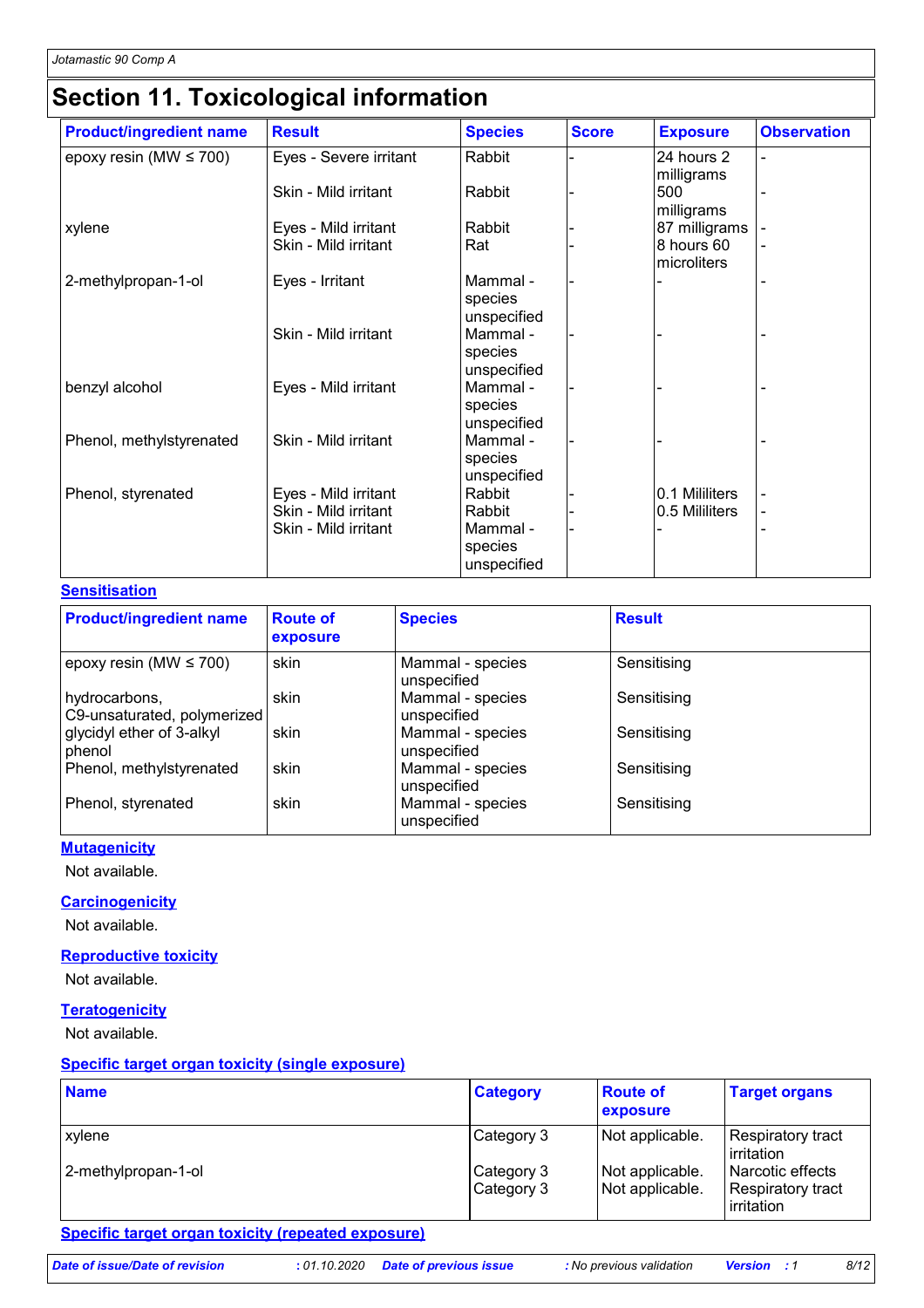# Section 11. Toxicological information

| Product/ingredient name | Result | Species | Score | Exposure | Observation |
|---|---|---|---|---|---|
| epoxy resin (MW ≤ 700) | Eyes - Severe irritant | Rabbit | - | 24 hours 2 milligrams | - |
| | Skin - Mild irritant | Rabbit | - | 500 milligrams | - |
| xylene | Eyes - Mild irritant | Rabbit | - | 87 milligrams | - |
| | Skin - Mild irritant | Rat | - | 8 hours 60 microliters | - |
| 2-methylpropan-1-ol | Eyes - Irritant | Mammal - species unspecified | - | - | - |
| | Skin - Mild irritant | Mammal - species unspecified | - | - | - |
| benzyl alcohol | Eyes - Mild irritant | Mammal - species unspecified | - | - | - |
| Phenol, methylstyrenated | Skin - Mild irritant | Mammal - species unspecified | - | - | - |
| Phenol, styrenated | Eyes - Mild irritant | Rabbit | - | 0.1 Mililiters | - |
| | Skin - Mild irritant | Rabbit | - | 0.5 Mililiters | - |
| | Skin - Mild irritant | Mammal - species unspecified | - | - | - |

**Sensitisation**

| Product/ingredient name | Route of exposure | Species | Result |
|---|---|---|---|
| epoxy resin (MW ≤ 700) | skin | Mammal - species unspecified | Sensitising |
| hydrocarbons, C9-unsaturated, polymerized | skin | Mammal - species unspecified | Sensitising |
| glycidyl ether of 3-alkyl phenol | skin | Mammal - species unspecified | Sensitising |
| Phenol, methylstyrenated | skin | Mammal - species unspecified | Sensitising |
| Phenol, styrenated | skin | Mammal - species unspecified | Sensitising |

**Mutagenicity**

Not available.

**Carcinogenicity**

Not available.

**Reproductive toxicity**

Not available.

**Teratogenicity**

Not available.

**Specific target organ toxicity (single exposure)**

| Name | Category | Route of exposure | Target organs |
|---|---|---|---|
| xylene | Category 3 | Not applicable. | Respiratory tract irritation |
| 2-methylpropan-1-ol | Category 3 | Not applicable. | Narcotic effects |
| | Category 3 | Not applicable. | Respiratory tract irritation |

**Specific target organ toxicity (repeated exposure)**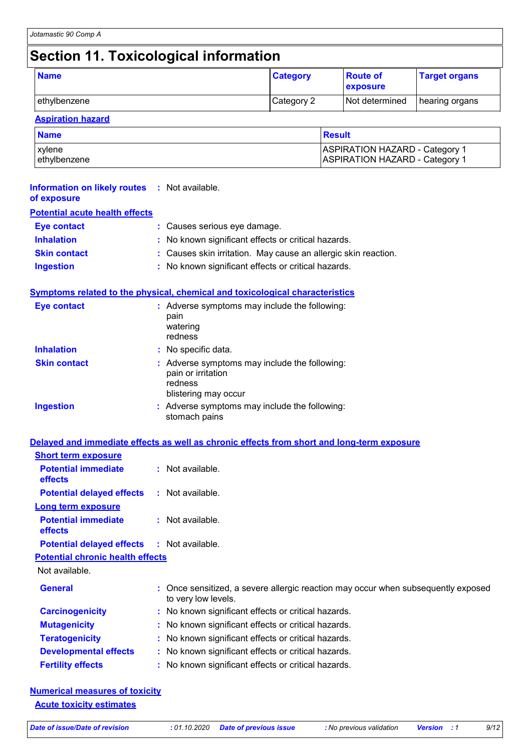## Section 11. Toxicological information

| Name | Category | Route of exposure | Target organs |
|---|---|---|---|
| ethylbenzene | Category 2 | Not determined | hearing organs |

**Aspiration hazard**

| Name | Result |
|---|---|
| xylene | ASPIRATION HAZARD - Category 1 |
| ethylbenzene | ASPIRATION HAZARD - Category 1 |

**Information on likely routes of exposure** : Not available.

**Potential acute health effects**

- **Eye contact** : Causes serious eye damage.
- **Inhalation** : No known significant effects or critical hazards.
- **Skin contact** : Causes skin irritation. May cause an allergic skin reaction.
- **Ingestion** : No known significant effects or critical hazards.

**Symptoms related to the physical, chemical and toxicological characteristics**

- **Eye contact** : Adverse symptoms may include the following:
  pain
  watering
  redness
- **Inhalation** : No specific data.
- **Skin contact** : Adverse symptoms may include the following:
  pain or irritation
  redness
  blistering may occur
- **Ingestion** : Adverse symptoms may include the following:
  stomach pains

**Delayed and immediate effects as well as chronic effects from short and long-term exposure**

**Short term exposure**

- **Potential immediate effects** : Not available.
- **Potential delayed effects** : Not available.

**Long term exposure**

- **Potential immediate effects** : Not available.
- **Potential delayed effects** : Not available.

**Potential chronic health effects**

Not available.

- **General** : Once sensitized, a severe allergic reaction may occur when subsequently exposed to very low levels.
- **Carcinogenicity** : No known significant effects or critical hazards.
- **Mutagenicity** : No known significant effects or critical hazards.
- **Teratogenicity** : No known significant effects or critical hazards.
- **Developmental effects** : No known significant effects or critical hazards.
- **Fertility effects** : No known significant effects or critical hazards.

**Numerical measures of toxicity**

**Acute toxicity estimates**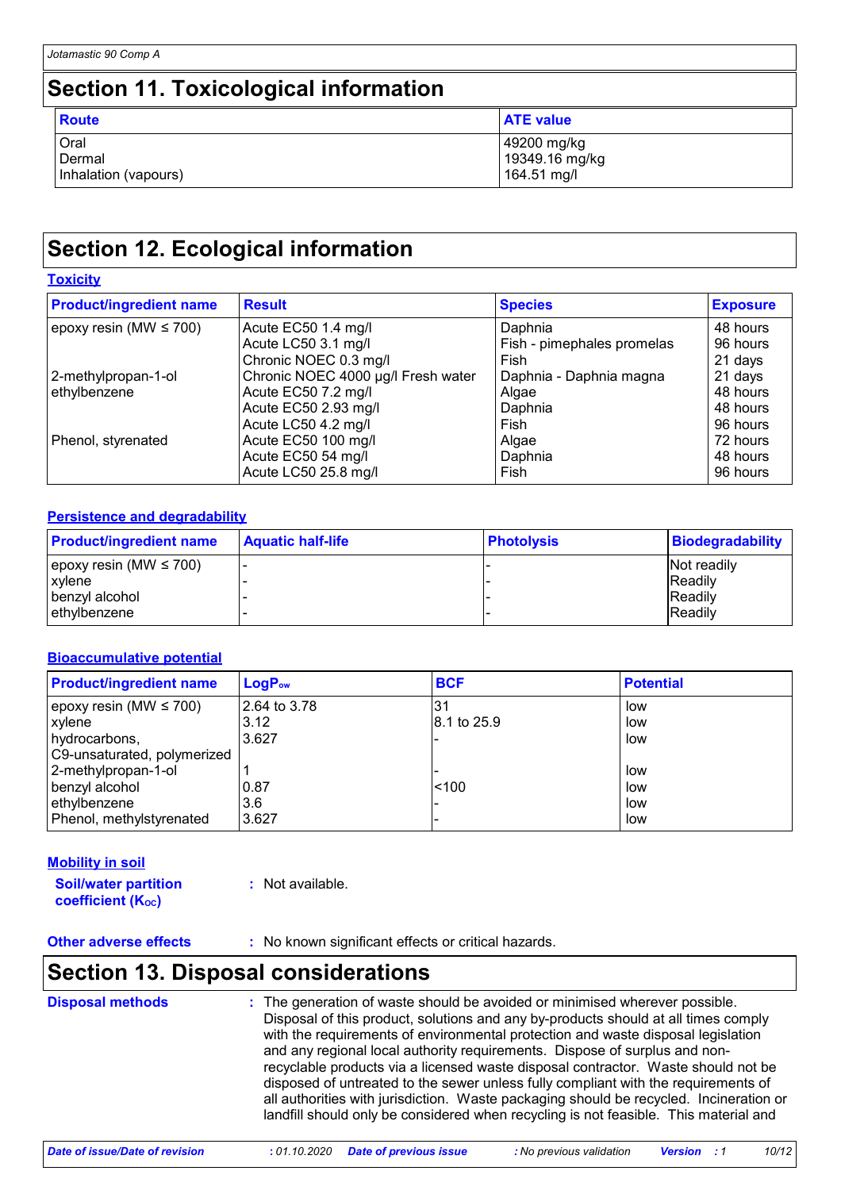# Section 11. Toxicological information

| Route | ATE value |
|---|---|
| Oral | 49200 mg/kg |
| Dermal | 19349.16 mg/kg |
| Inhalation (vapours) | 164.51 mg/l |

# Section 12. Ecological information

**Toxicity**

| Product/ingredient name | Result | Species | Exposure |
|---|---|---|---|
| epoxy resin (MW ≤ 700) | Acute EC50 1.4 mg/l | Daphnia | 48 hours |
| | Acute LC50 3.1 mg/l | Fish - pimephales promelas | 96 hours |
| | Chronic NOEC 0.3 mg/l | Fish | 21 days |
| 2-methylpropan-1-ol | Chronic NOEC 4000 µg/l Fresh water | Daphnia - Daphnia magna | 21 days |
| ethylbenzene | Acute EC50 7.2 mg/l | Algae | 48 hours |
| | Acute EC50 2.93 mg/l | Daphnia | 48 hours |
| | Acute LC50 4.2 mg/l | Fish | 96 hours |
| Phenol, styrenated | Acute EC50 100 mg/l | Algae | 72 hours |
| | Acute EC50 54 mg/l | Daphnia | 48 hours |
| | Acute LC50 25.8 mg/l | Fish | 96 hours |

**Persistence and degradability**

| Product/ingredient name | Aquatic half-life | Photolysis | Biodegradability |
|---|---|---|---|
| epoxy resin (MW ≤ 700) | - | - | Not readily |
| xylene | - | - | Readily |
| benzyl alcohol | - | - | Readily |
| ethylbenzene | - | - | Readily |

**Bioaccumulative potential**

| Product/ingredient name | $LogP_{ow}$ | BCF | Potential |
|---|---|---|---|
| epoxy resin (MW ≤ 700) | 2.64 to 3.78 | 31 | low |
| xylene | 3.12 | 8.1 to 25.9 | low |
| hydrocarbons, C9-unsaturated, polymerized | 3.627 | - | low |
| 2-methylpropan-1-ol | 1 | - | low |
| benzyl alcohol | 0.87 | <100 | low |
| ethylbenzene | 3.6 | - | low |
| Phenol, methylstyrenated | 3.627 | - | low |

**Mobility in soil**

**Soil/water partition coefficient ($K_{OC}$)** : Not available.

**Other adverse effects** : No known significant effects or critical hazards.

# Section 13. Disposal considerations

**Disposal methods** : The generation of waste should be avoided or minimised wherever possible. Disposal of this product, solutions and any by-products should at all times comply with the requirements of environmental protection and waste disposal legislation and any regional local authority requirements. Dispose of surplus and non-recyclable products via a licensed waste disposal contractor. Waste should not be disposed of untreated to the sewer unless fully compliant with the requirements of all authorities with jurisdiction. Waste packaging should be recycled. Incineration or landfill should only be considered when recycling is not feasible. This material and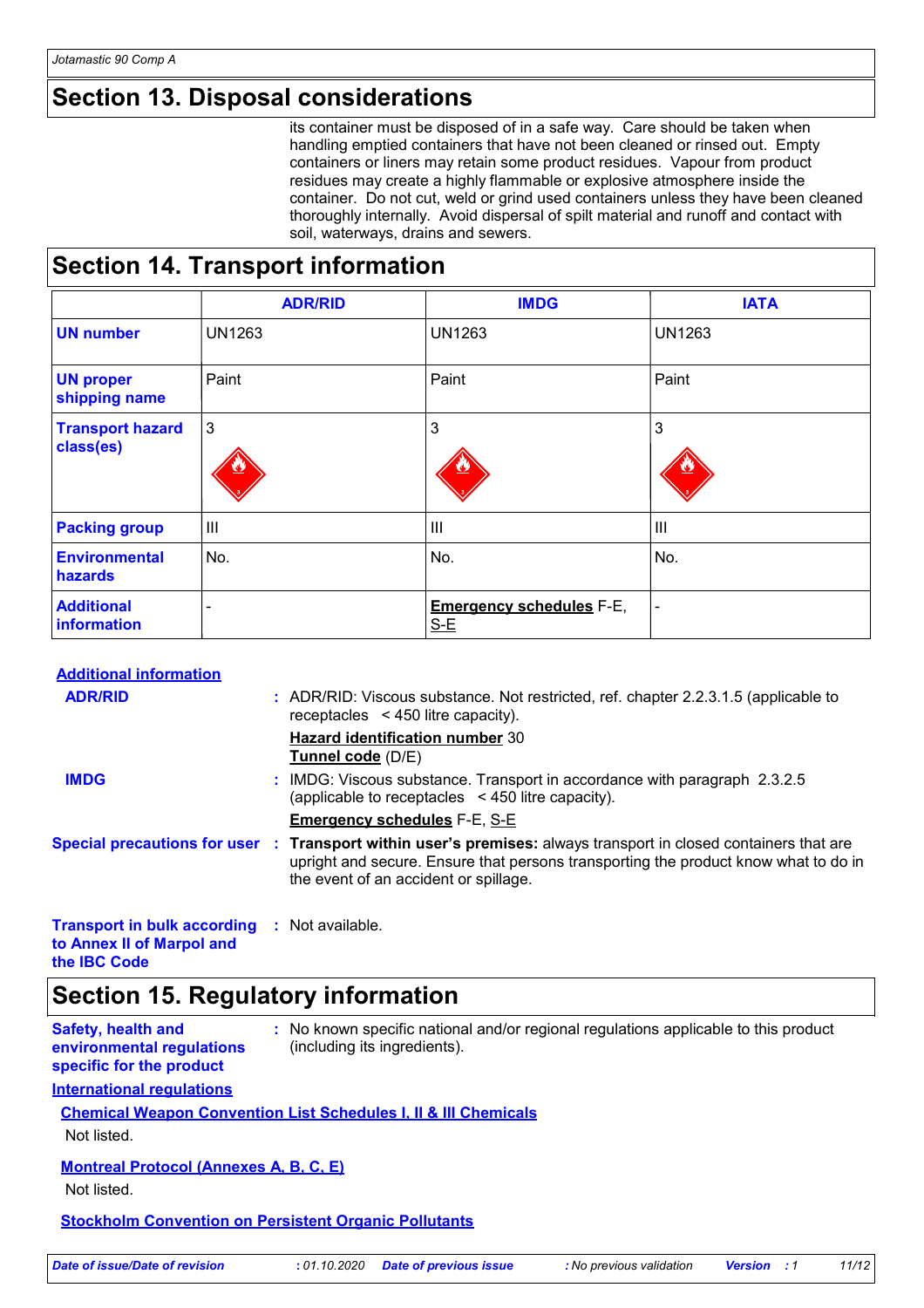## Section 13. Disposal considerations

its container must be disposed of in a safe way. Care should be taken when handling emptied containers that have not been cleaned or rinsed out. Empty containers or liners may retain some product residues. Vapour from product residues may create a highly flammable or explosive atmosphere inside the container. Do not cut, weld or grind used containers unless they have been cleaned thoroughly internally. Avoid dispersal of spilt material and runoff and contact with soil, waterways, drains and sewers.

## Section 14. Transport information

| | ADR/RID | IMDG | IATA |
|---|---|---|---|
| **UN number** | UN1263 | UN1263 | UN1263 |
| **UN proper shipping name** | Paint | Paint | Paint |
| **Transport hazard class(es)** | 3 | 3 | 3 |
| **Packing group** | III | III | III |
| **Environmental hazards** | No. | No. | No. |
| **Additional information** | - | **Emergency schedules** F-E, S-E | - |

**Additional information**

**ADR/RID** : ADR/RID: Viscous substance. Not restricted, ref. chapter 2.2.3.1.5 (applicable to receptacles < 450 litre capacity).

**Hazard identification number** 30

**Tunnel code** (D/E)

**IMDG** : IMDG: Viscous substance. Transport in accordance with paragraph 2.3.2.5 (applicable to receptacles < 450 litre capacity).

**Emergency schedules** F-E, S-E

**Special precautions for user** : **Transport within user's premises:** always transport in closed containers that are upright and secure. Ensure that persons transporting the product know what to do in the event of an accident or spillage.

**Transport in bulk according to Annex II of Marpol and the IBC Code** : Not available.

## Section 15. Regulatory information

**Safety, health and environmental regulations specific for the product** : No known specific national and/or regional regulations applicable to this product (including its ingredients).

**International regulations**

**Chemical Weapon Convention List Schedules I, II & III Chemicals**

Not listed.

**Montreal Protocol (Annexes A, B, C, E)**

Not listed.

**Stockholm Convention on Persistent Organic Pollutants**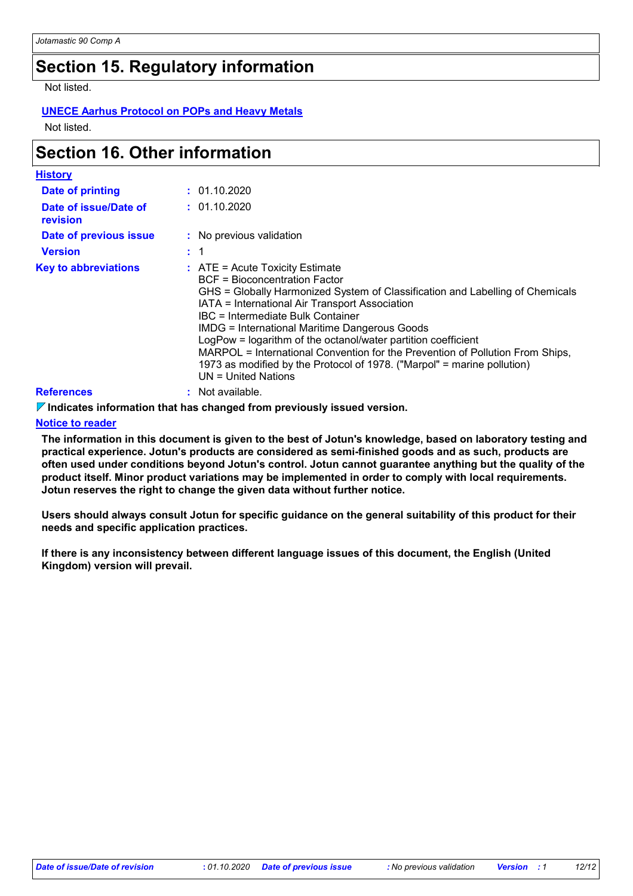## Section 15. Regulatory information

Not listed.

**UNECE Aarhus Protocol on POPs and Heavy Metals**

Not listed.

## Section 16. Other information

**History**

| | |
|---|---|
| **Date of printing** | : 01.10.2020 |
| **Date of issue/Date of revision** | : 01.10.2020 |
| **Date of previous issue** | : No previous validation |
| **Version** | : 1 |

**Key to abbreviations** :
ATE = Acute Toxicity Estimate
BCF = Bioconcentration Factor
GHS = Globally Harmonized System of Classification and Labelling of Chemicals
IATA = International Air Transport Association
IBC = Intermediate Bulk Container
IMDG = International Maritime Dangerous Goods
LogPow = logarithm of the octanol/water partition coefficient
MARPOL = International Convention for the Prevention of Pollution From Ships, 1973 as modified by the Protocol of 1978. ("Marpol" = marine pollution)
UN = United Nations

**References** : Not available.

**Indicates information that has changed from previously issued version.**

**Notice to reader**

**The information in this document is given to the best of Jotun's knowledge, based on laboratory testing and practical experience. Jotun's products are considered as semi-finished goods and as such, products are often used under conditions beyond Jotun's control. Jotun cannot guarantee anything but the quality of the product itself. Minor product variations may be implemented in order to comply with local requirements. Jotun reserves the right to change the given data without further notice.**

**Users should always consult Jotun for specific guidance on the general suitability of this product for their needs and specific application practices.**

**If there is any inconsistency between different language issues of this document, the English (United Kingdom) version will prevail.**